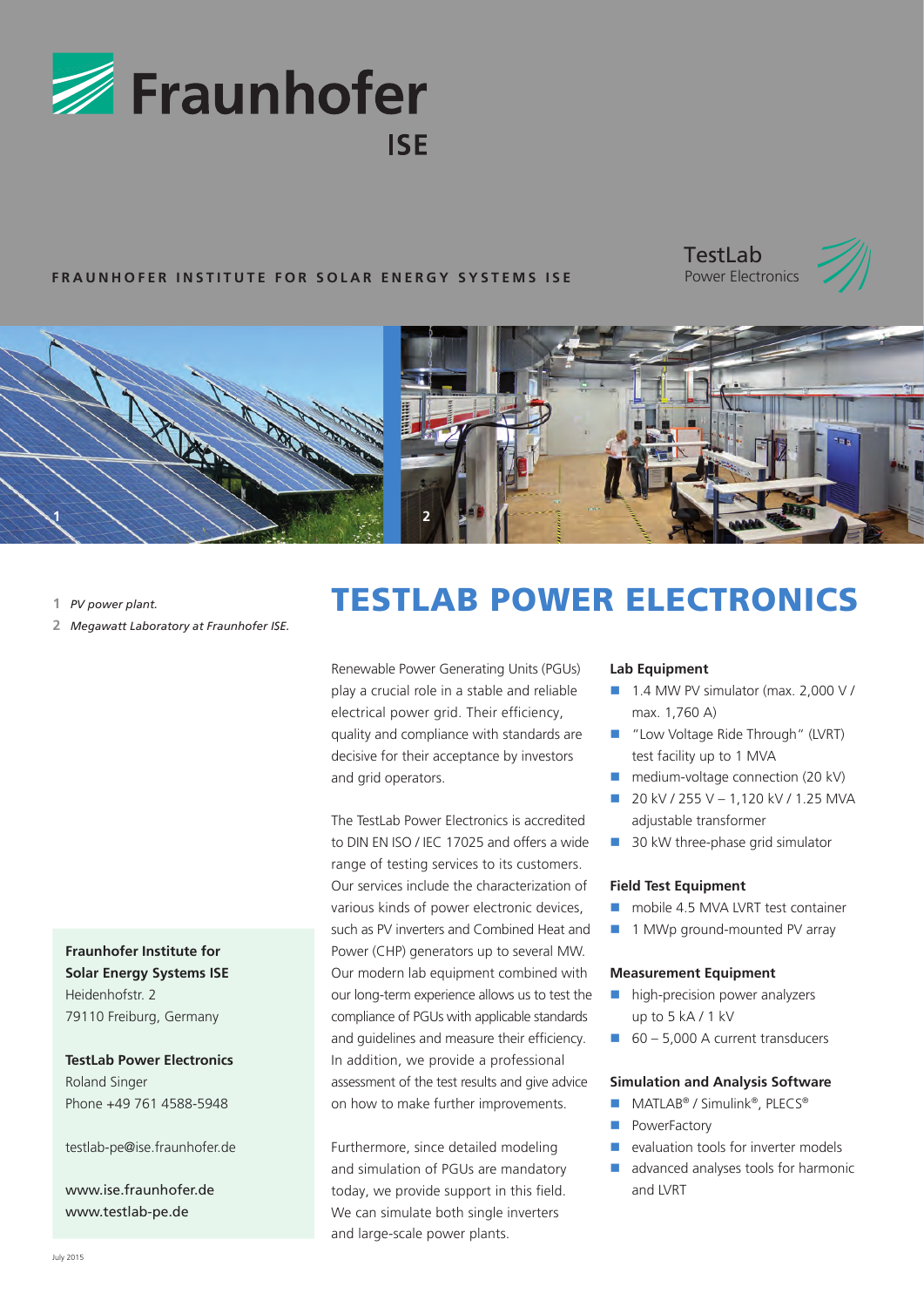Fraunhofer ISE

FRAUNHOFER INSTITUTE FOR SOLAR ENERGY SYSTEMS ISE

TestLab Power Electronics

1 *PV power plant.*

2 *Megawatt Laboratory at Fraunhofer ISE.*

# TESTLAB POWER ELECTRONICS

Renewable Power Generating Units (PGUs) play a crucial role in a stable and reliable electrical power grid. Their efficiency, quality and compliance with standards are decisive for their acceptance by investors and grid operators.

The TestLab Power Electronics is accredited to DIN EN ISO / IEC 17025 and offers a wide range of testing services to its customers. Our services include the characterization of various kinds of power electronic devices, such as PV inverters and Combined Heat and Power (CHP) generators up to several MW. Our modern lab equipment combined with our long-term experience allows us to test the compliance of PGUs with applicable standards and guidelines and measure their efficiency. In addition, we provide a professional assessment of the test results and give advice on how to make further improvements.

Furthermore, since detailed modeling and simulation of PGUs are mandatory today, we provide support in this field. We can simulate both single inverters and large-scale power plants.

**Lab Equipment**

- 1.4 MW PV simulator (max. 2,000 V / max. 1,760 A)
- "Low Voltage Ride Through" (LVRT) test facility up to 1 MVA
- medium-voltage connection (20 kV)
- 20 kV / 255 V – 1,120 kV / 1.25 MVA adjustable transformer
- 30 kW three-phase grid simulator

**Field Test Equipment**

- mobile 4.5 MVA LVRT test container
- 1 MWp ground-mounted PV array

**Measurement Equipment**

- high-precision power analyzers up to 5 kA / 1 kV
- 60 – 5,000 A current transducers

**Simulation and Analysis Software**

- MATLAB® / Simulink®, PLECS®
- PowerFactory
- evaluation tools for inverter models
- advanced analyses tools for harmonic and LVRT

**Fraunhofer Institute for Solar Energy Systems ISE**
Heidenhofstr. 2
79110 Freiburg, Germany

**TestLab Power Electronics**
Roland Singer
Phone +49 761 4588-5948

testlab-pe@ise.fraunhofer.de

www.ise.fraunhofer.de
www.testlab-pe.de

July 2015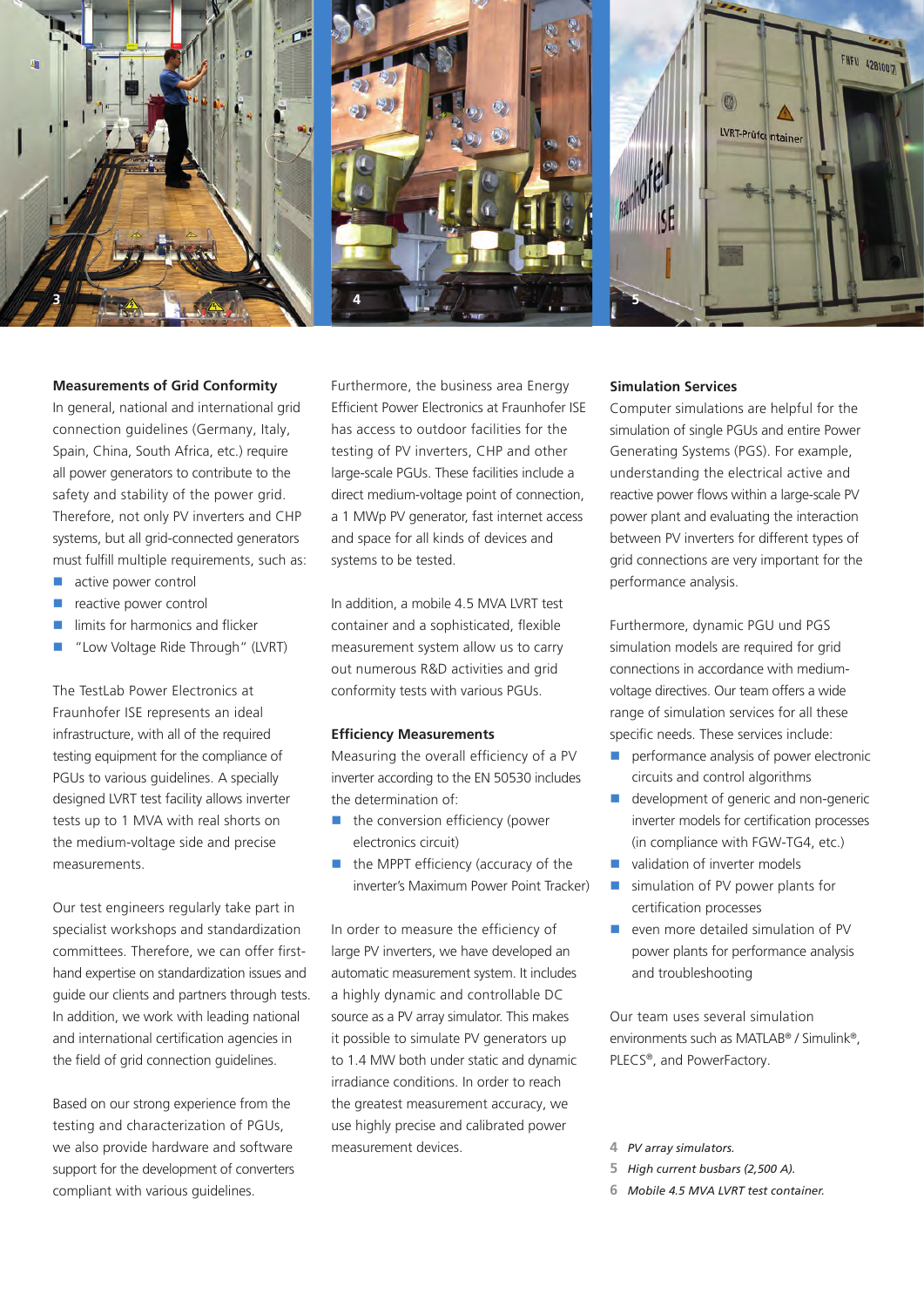### Measurements of Grid Conformity

In general, national and international grid connection guidelines (Germany, Italy, Spain, China, South Africa, etc.) require all power generators to contribute to the safety and stability of the power grid. Therefore, not only PV inverters and CHP systems, but all grid-connected generators must fulfill multiple requirements, such as:

- active power control
- reactive power control
- limits for harmonics and flicker
- "Low Voltage Ride Through" (LVRT)

The TestLab Power Electronics at Fraunhofer ISE represents an ideal infrastructure, with all of the required testing equipment for the compliance of PGUs to various guidelines. A specially designed LVRT test facility allows inverter tests up to 1 MVA with real shorts on the medium-voltage side and precise measurements.

Our test engineers regularly take part in specialist workshops and standardization committees. Therefore, we can offer first-hand expertise on standardization issues and guide our clients and partners through tests. In addition, we work with leading national and international certification agencies in the field of grid connection guidelines.

Based on our strong experience from the testing and characterization of PGUs, we also provide hardware and software support for the development of converters compliant with various guidelines.

Furthermore, the business area Energy Efficient Power Electronics at Fraunhofer ISE has access to outdoor facilities for the testing of PV inverters, CHP and other large-scale PGUs. These facilities include a direct medium-voltage point of connection, a 1 MWp PV generator, fast internet access and space for all kinds of devices and systems to be tested.

In addition, a mobile 4.5 MVA LVRT test container and a sophisticated, flexible measurement system allow us to carry out numerous R&D activities and grid conformity tests with various PGUs.

### Efficiency Measurements

Measuring the overall efficiency of a PV inverter according to the EN 50530 includes the determination of:

- the conversion efficiency (power electronics circuit)
- the MPPT efficiency (accuracy of the inverter's Maximum Power Point Tracker)

In order to measure the efficiency of large PV inverters, we have developed an automatic measurement system. It includes a highly dynamic and controllable DC source as a PV array simulator. This makes it possible to simulate PV generators up to 1.4 MW both under static and dynamic irradiance conditions. In order to reach the greatest measurement accuracy, we use highly precise and calibrated power measurement devices.

### Simulation Services

Computer simulations are helpful for the simulation of single PGUs and entire Power Generating Systems (PGS). For example, understanding the electrical active and reactive power flows within a large-scale PV power plant and evaluating the interaction between PV inverters for different types of grid connections are very important for the performance analysis.

Furthermore, dynamic PGU und PGS simulation models are required for grid connections in accordance with medium-voltage directives. Our team offers a wide range of simulation services for all these specific needs. These services include:

- performance analysis of power electronic circuits and control algorithms
- development of generic and non-generic inverter models for certification processes (in compliance with FGW-TG4, etc.)
- validation of inverter models
- simulation of PV power plants for certification processes
- even more detailed simulation of PV power plants for performance analysis and troubleshooting

Our team uses several simulation environments such as MATLAB® / Simulink®, PLECS®, and PowerFactory.

4 *PV array simulators.*
5 *High current busbars (2,500 A).*
6 *Mobile 4.5 MVA LVRT test container.*